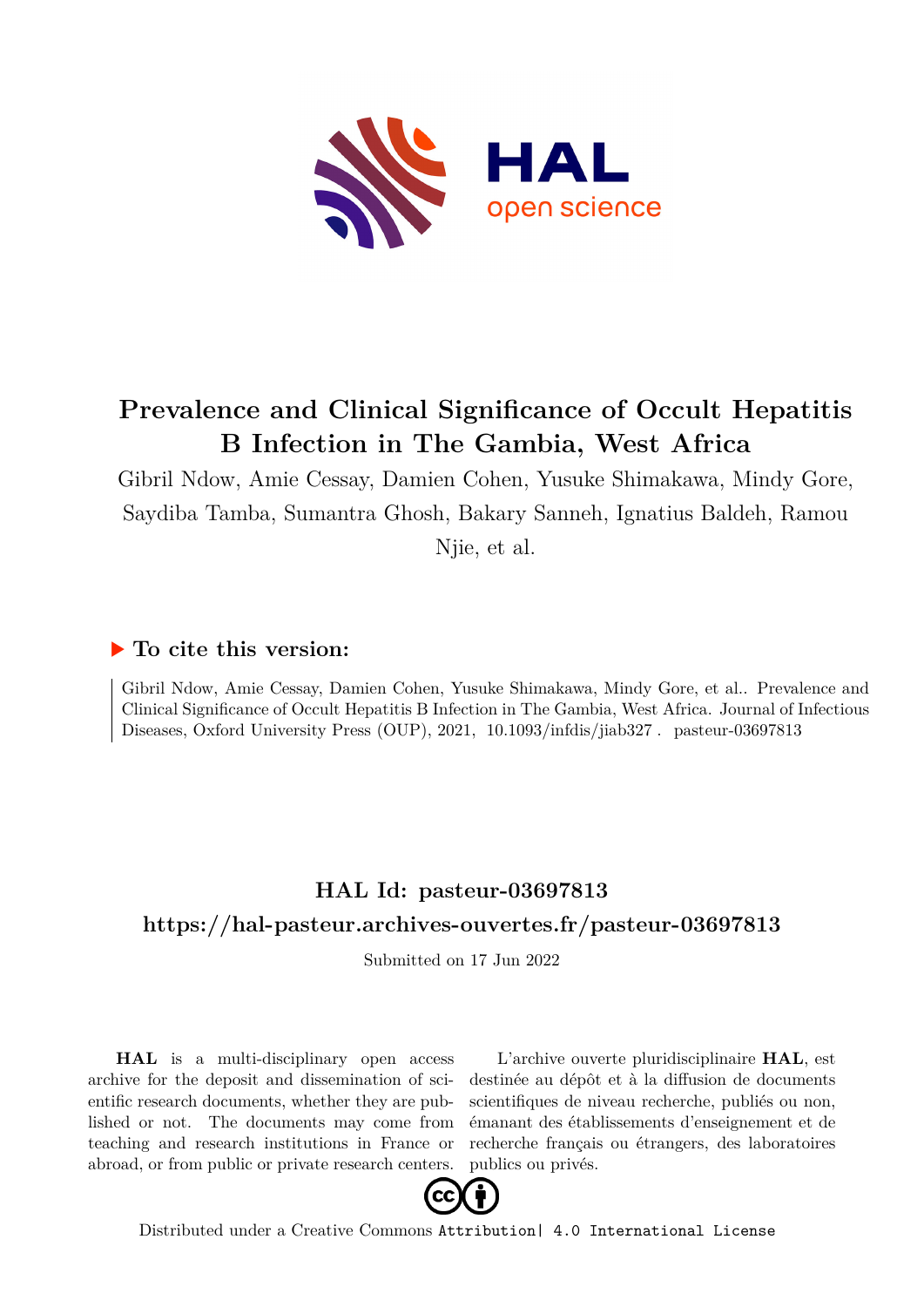# Prevalence and Clinical Significance of Occult Hepatitis B Infection in The Gambia, West Africa

Gibril Ndow, Amie Cessay, Damien Cohen, Yusuke Shimakawa, Mindy Gore, Saydiba Tamba, Sumantra Ghosh, Bakary Sanneh, Ignatius Baldeh, Ramou Njie, et al.

## ▶ To cite this version:

Gibril Ndow, Amie Cessay, Damien Cohen, Yusuke Shimakawa, Mindy Gore, et al.. Prevalence and Clinical Significance of Occult Hepatitis B Infection in The Gambia, West Africa. Journal of Infectious Diseases, Oxford University Press (OUP), 2021, 10.1093/infdis/jiab327 . pasteur-03697813

## HAL Id: pasteur-03697813

## https://hal-pasteur.archives-ouvertes.fr/pasteur-03697813

Submitted on 17 Jun 2022

**HAL** is a multi-disciplinary open access archive for the deposit and dissemination of scientific research documents, whether they are published or not. The documents may come from teaching and research institutions in France or abroad, or from public or private research centers.

L'archive ouverte pluridisciplinaire **HAL**, est destinée au dépôt et à la diffusion de documents scientifiques de niveau recherche, publiés ou non, émanant des établissements d'enseignement et de recherche français ou étrangers, des laboratoires publics ou privés.

Distributed under a Creative Commons Attribution| 4.0 International License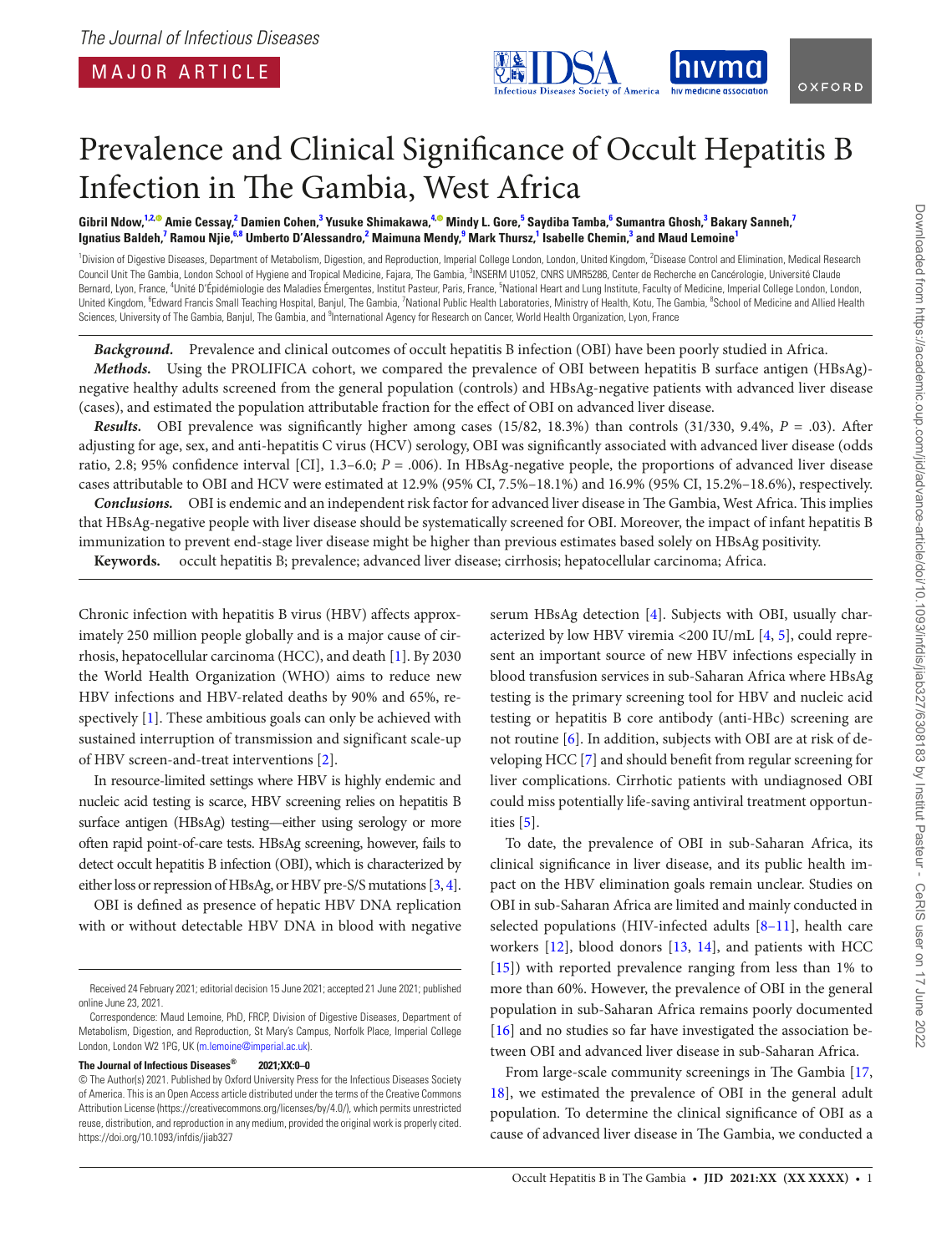The Journal of Infectious Diseases

MAJOR ARTICLE

# Prevalence and Clinical Significance of Occult Hepatitis B Infection in The Gambia, West Africa

**Gibril Ndow,[1,2] Amie Cessay,[2] Damien Cohen,[3] Yusuke Shimakawa,[4] Mindy L. Gore,[5] Saydiba Tamba,[6] Sumantra Ghosh,[3] Bakary Sanneh,[7] Ignatius Baldeh,[7] Ramou Njie,[6,8] Umberto D'Alessandro,[2] Maimuna Mendy,[9] Mark Thursz,[1] Isabelle Chemin,[3] and Maud Lemoine[1]**

[1]Division of Digestive Diseases, Department of Metabolism, Digestion, and Reproduction, Imperial College London, London, United Kingdom, [2]Disease Control and Elimination, Medical Research Council Unit The Gambia, London School of Hygiene and Tropical Medicine, Fajara, The Gambia, [3]INSERM U1052, CNRS UMR5286, Center de Recherche en Cancérologie, Université Claude Bernard, Lyon, France, [4]Unité D'Épidémiologie des Maladies Émergentes, Institut Pasteur, Paris, France, [5]National Heart and Lung Institute, Faculty of Medicine, Imperial College London, London, United Kingdom, [6]Edward Francis Small Teaching Hospital, Banjul, The Gambia, [7]National Public Health Laboratories, Ministry of Health, Kotu, The Gambia, [8]School of Medicine and Allied Health Sciences, University of The Gambia, Banjul, The Gambia, and [9]International Agency for Research on Cancer, World Health Organization, Lyon, France

***Background.*** Prevalence and clinical outcomes of occult hepatitis B infection (OBI) have been poorly studied in Africa.

***Methods.*** Using the PROLIFICA cohort, we compared the prevalence of OBI between hepatitis B surface antigen (HBsAg)-negative healthy adults screened from the general population (controls) and HBsAg-negative patients with advanced liver disease (cases), and estimated the population attributable fraction for the effect of OBI on advanced liver disease.

***Results.*** OBI prevalence was significantly higher among cases (15/82, 18.3%) than controls (31/330, 9.4%, $P = .03$). After adjusting for age, sex, and anti-hepatitis C virus (HCV) serology, OBI was significantly associated with advanced liver disease (odds ratio, 2.8; 95% confidence interval [CI], 1.3–6.0; $P = .006$). In HBsAg-negative people, the proportions of advanced liver disease cases attributable to OBI and HCV were estimated at 12.9% (95% CI, 7.5%–18.1%) and 16.9% (95% CI, 15.2%–18.6%), respectively.

***Conclusions.*** OBI is endemic and an independent risk factor for advanced liver disease in The Gambia, West Africa. This implies that HBsAg-negative people with liver disease should be systematically screened for OBI. Moreover, the impact of infant hepatitis B immunization to prevent end-stage liver disease might be higher than previous estimates based solely on HBsAg positivity.

**Keywords.** occult hepatitis B; prevalence; advanced liver disease; cirrhosis; hepatocellular carcinoma; Africa.

Chronic infection with hepatitis B virus (HBV) affects approximately 250 million people globally and is a major cause of cirrhosis, hepatocellular carcinoma (HCC), and death [1]. By 2030 the World Health Organization (WHO) aims to reduce new HBV infections and HBV-related deaths by 90% and 65%, respectively [1]. These ambitious goals can only be achieved with sustained interruption of transmission and significant scale-up of HBV screen-and-treat interventions [2].

In resource-limited settings where HBV is highly endemic and nucleic acid testing is scarce, HBV screening relies on hepatitis B surface antigen (HBsAg) testing—either using serology or more often rapid point-of-care tests. HBsAg screening, however, fails to detect occult hepatitis B infection (OBI), which is characterized by either loss or repression of HBsAg, or HBV pre-S/S mutations [3, 4].

OBI is defined as presence of hepatic HBV DNA replication with or without detectable HBV DNA in blood with negative serum HBsAg detection [4]. Subjects with OBI, usually characterized by low HBV viremia <200 IU/mL [4, 5], could represent an important source of new HBV infections especially in blood transfusion services in sub-Saharan Africa where HBsAg testing is the primary screening tool for HBV and nucleic acid testing or hepatitis B core antibody (anti-HBc) screening are not routine [6]. In addition, subjects with OBI are at risk of developing HCC [7] and should benefit from regular screening for liver complications. Cirrhotic patients with undiagnosed OBI could miss potentially life-saving antiviral treatment opportunities [5].

To date, the prevalence of OBI in sub-Saharan Africa, its clinical significance in liver disease, and its public health impact on the HBV elimination goals remain unclear. Studies on OBI in sub-Saharan Africa are limited and mainly conducted in selected populations (HIV-infected adults [8–11], health care workers [12], blood donors [13, 14], and patients with HCC [15]) with reported prevalence ranging from less than 1% to more than 60%. However, the prevalence of OBI in the general population in sub-Saharan Africa remains poorly documented [16] and no studies so far have investigated the association between OBI and advanced liver disease in sub-Saharan Africa.

From large-scale community screenings in The Gambia [17, 18], we estimated the prevalence of OBI in the general adult population. To determine the clinical significance of OBI as a cause of advanced liver disease in The Gambia, we conducted a

Received 24 February 2021; editorial decision 15 June 2021; accepted 21 June 2021; published online June 23, 2021.

Correspondence: Maud Lemoine, PhD, FRCP, Division of Digestive Diseases, Department of Metabolism, Digestion, and Reproduction, St Mary's Campus, Norfolk Place, Imperial College London, London W2 1PG, UK (m.lemoine@imperial.ac.uk).

**The Journal of Infectious Diseases® 2021;XX:0–0**

© The Author(s) 2021. Published by Oxford University Press for the Infectious Diseases Society of America. This is an Open Access article distributed under the terms of the Creative Commons Attribution License (https://creativecommons.org/licenses/by/4.0/), which permits unrestricted reuse, distribution, and reproduction in any medium, provided the original work is properly cited. https://doi.org/10.1093/infdis/jiab327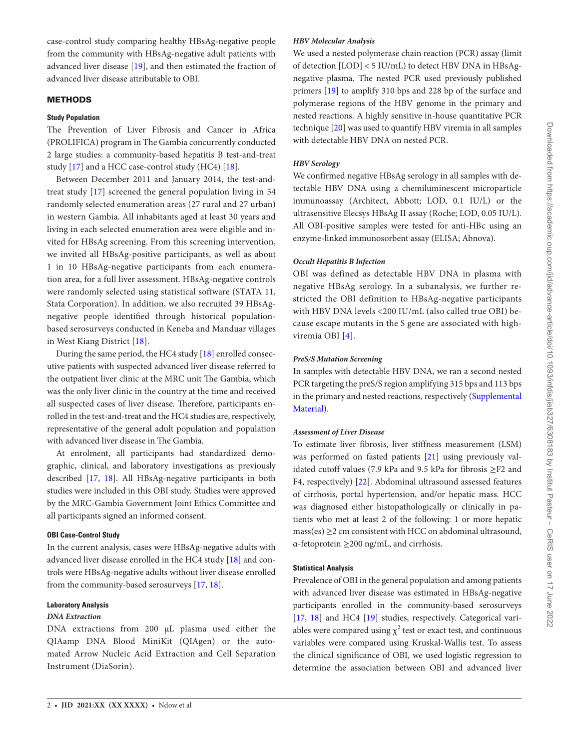case-control study comparing healthy HBsAg-negative people from the community with HBsAg-negative adult patients with advanced liver disease [19], and then estimated the fraction of advanced liver disease attributable to OBI.

## METHODS

### Study Population

The Prevention of Liver Fibrosis and Cancer in Africa (PROLIFICA) program in The Gambia concurrently conducted 2 large studies: a community-based hepatitis B test-and-treat study [17] and a HCC case-control study (HC4) [18].

Between December 2011 and January 2014, the test-and-treat study [17] screened the general population living in 54 randomly selected enumeration areas (27 rural and 27 urban) in western Gambia. All inhabitants aged at least 30 years and living in each selected enumeration area were eligible and invited for HBsAg screening. From this screening intervention, we invited all HBsAg-positive participants, as well as about 1 in 10 HBsAg-negative participants from each enumeration area, for a full liver assessment. HBsAg-negative controls were randomly selected using statistical software (STATA 11, Stata Corporation). In addition, we also recruited 39 HBsAg-negative people identified through historical population-based serosurveys conducted in Keneba and Manduar villages in West Kiang District [18].

During the same period, the HC4 study [18] enrolled consecutive patients with suspected advanced liver disease referred to the outpatient liver clinic at the MRC unit The Gambia, which was the only liver clinic in the country at the time and received all suspected cases of liver disease. Therefore, participants enrolled in the test-and-treat and the HC4 studies are, respectively, representative of the general adult population and population with advanced liver disease in The Gambia.

At enrolment, all participants had standardized demographic, clinical, and laboratory investigations as previously described [17, 18]. All HBsAg-negative participants in both studies were included in this OBI study. Studies were approved by the MRC-Gambia Government Joint Ethics Committee and all participants signed an informed consent.

### OBI Case-Control Study

In the current analysis, cases were HBsAg-negative adults with advanced liver disease enrolled in the HC4 study [18] and controls were HBsAg-negative adults without liver disease enrolled from the community-based serosurveys [17, 18].

### Laboratory Analysis

#### *DNA Extraction*

DNA extractions from 200 μL plasma used either the QIAamp DNA Blood MiniKit (QIAgen) or the automated Arrow Nucleic Acid Extraction and Cell Separation Instrument (DiaSorin).

#### *HBV Molecular Analysis*

We used a nested polymerase chain reaction (PCR) assay (limit of detection [LOD] < 5 IU/mL) to detect HBV DNA in HBsAg-negative plasma. The nested PCR used previously published primers [19] to amplify 310 bps and 228 bp of the surface and polymerase regions of the HBV genome in the primary and nested reactions. A highly sensitive in-house quantitative PCR technique [20] was used to quantify HBV viremia in all samples with detectable HBV DNA on nested PCR.

#### *HBV Serology*

We confirmed negative HBsAg serology in all samples with detectable HBV DNA using a chemiluminescent microparticle immunoassay (Architect, Abbott; LOD, 0.1 IU/L) or the ultrasensitive Elecsys HBsAg II assay (Roche; LOD, 0.05 IU/L). All OBI-positive samples were tested for anti-HBc using an enzyme-linked immunosorbent assay (ELISA; Abnova).

#### *Occult Hepatitis B Infection*

OBI was defined as detectable HBV DNA in plasma with negative HBsAg serology. In a subanalysis, we further restricted the OBI definition to HBsAg-negative participants with HBV DNA levels <200 IU/mL (also called true OBI) because escape mutants in the S gene are associated with high-viremia OBI [4].

#### *PreS/S Mutation Screening*

In samples with detectable HBV DNA, we ran a second nested PCR targeting the preS/S region amplifying 315 bps and 113 bps in the primary and nested reactions, respectively (Supplemental Material).

#### *Assessment of Liver Disease*

To estimate liver fibrosis, liver stiffness measurement (LSM) was performed on fasted patients [21] using previously validated cutoff values (7.9 kPa and 9.5 kPa for fibrosis ≥F2 and F4, respectively) [22]. Abdominal ultrasound assessed features of cirrhosis, portal hypertension, and/or hepatic mass. HCC was diagnosed either histopathologically or clinically in patients who met at least 2 of the following: 1 or more hepatic mass(es) ≥2 cm consistent with HCC on abdominal ultrasound, α-fetoprotein ≥200 ng/mL, and cirrhosis.

### Statistical Analysis

Prevalence of OBI in the general population and among patients with advanced liver disease was estimated in HBsAg-negative participants enrolled in the community-based serosurveys [17, 18] and HC4 [19] studies, respectively. Categorical variables were compared using $\chi^2$ test or exact test, and continuous variables were compared using Kruskal-Wallis test. To assess the clinical significance of OBI, we used logistic regression to determine the association between OBI and advanced liver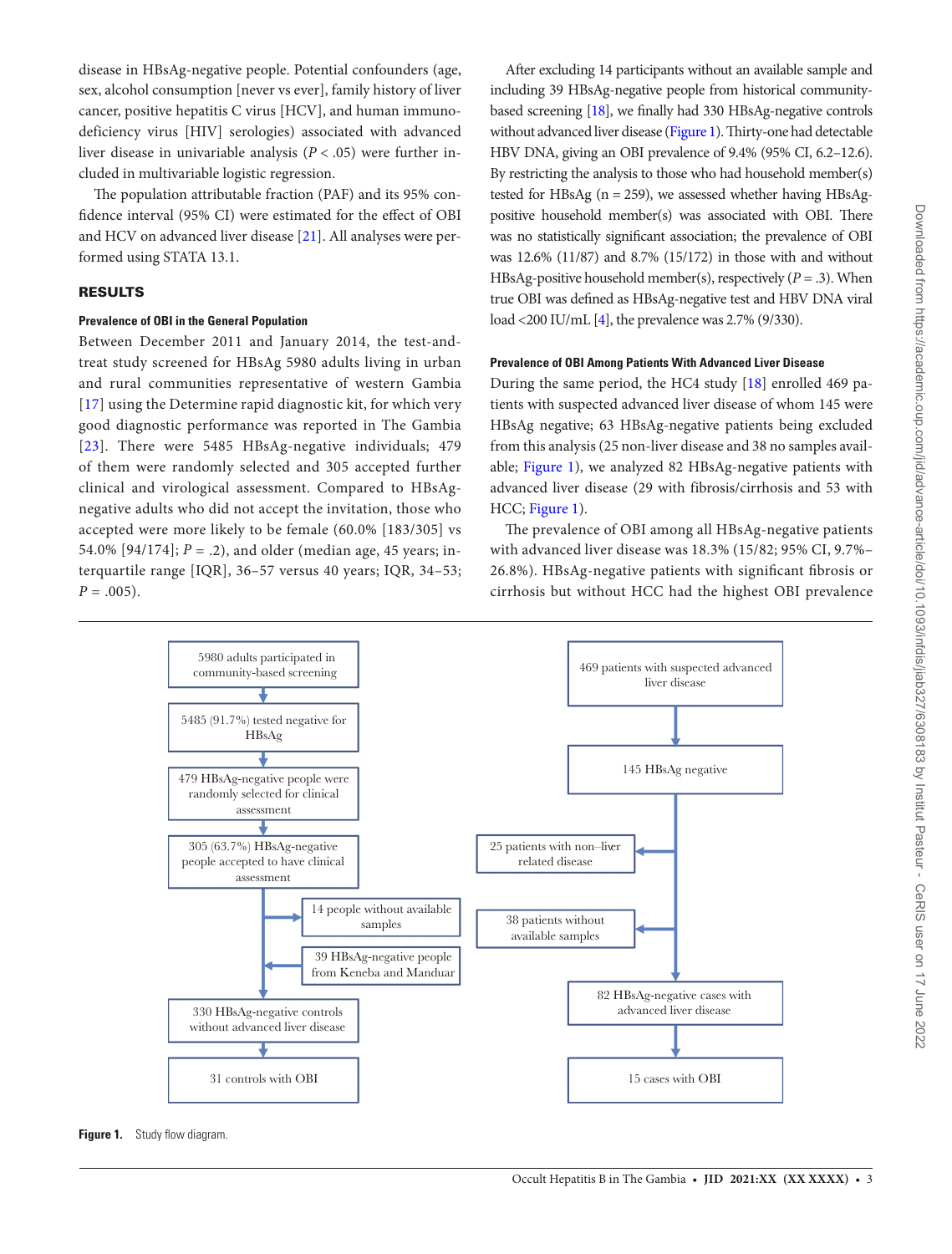disease in HBsAg-negative people. Potential confounders (age, sex, alcohol consumption [never vs ever], family history of liver cancer, positive hepatitis C virus [HCV], and human immunodeficiency virus [HIV] serologies) associated with advanced liver disease in univariable analysis ($P < .05$) were further included in multivariable logistic regression.

The population attributable fraction (PAF) and its 95% confidence interval (95% CI) were estimated for the effect of OBI and HCV on advanced liver disease [21]. All analyses were performed using STATA 13.1.

## RESULTS

### Prevalence of OBI in the General Population

Between December 2011 and January 2014, the test-and-treat study screened for HBsAg 5980 adults living in urban and rural communities representative of western Gambia [17] using the Determine rapid diagnostic kit, for which very good diagnostic performance was reported in The Gambia [23]. There were 5485 HBsAg-negative individuals; 479 of them were randomly selected and 305 accepted further clinical and virological assessment. Compared to HBsAg-negative adults who did not accept the invitation, those who accepted were more likely to be female (60.0% [183/305] vs 54.0% [94/174]; $P = .2$), and older (median age, 45 years; interquartile range [IQR], 36–57 versus 40 years; IQR, 34–53; $P = .005$).

After excluding 14 participants without an available sample and including 39 HBsAg-negative people from historical community-based screening [18], we finally had 330 HBsAg-negative controls without advanced liver disease (Figure 1). Thirty-one had detectable HBV DNA, giving an OBI prevalence of 9.4% (95% CI, 6.2–12.6). By restricting the analysis to those who had household member(s) tested for HBsAg (n = 259), we assessed whether having HBsAg-positive household member(s) was associated with OBI. There was no statistically significant association; the prevalence of OBI was 12.6% (11/87) and 8.7% (15/172) in those with and without HBsAg-positive household member(s), respectively ($P = .3$). When true OBI was defined as HBsAg-negative test and HBV DNA viral load <200 IU/mL [4], the prevalence was 2.7% (9/330).

### Prevalence of OBI Among Patients With Advanced Liver Disease

During the same period, the HC4 study [18] enrolled 469 patients with suspected advanced liver disease of whom 145 were HBsAg negative; 63 HBsAg-negative patients being excluded from this analysis (25 non-liver disease and 38 no samples available; Figure 1), we analyzed 82 HBsAg-negative patients with advanced liver disease (29 with fibrosis/cirrhosis and 53 with HCC; Figure 1).

The prevalence of OBI among all HBsAg-negative patients with advanced liver disease was 18.3% (15/82; 95% CI, 9.7%–26.8%). HBsAg-negative patients with significant fibrosis or cirrhosis but without HCC had the highest OBI prevalence

5980 adults participated in community-based screening → 5485 (91.7%) tested negative for HBsAg → 479 HBsAg-negative people were randomly selected for clinical assessment → 305 (63.7%) HBsAg-negative people accepted to have clinical assessment → (− 14 people without available samples; + 39 HBsAg-negative people from Keneba and Manduar) → 330 HBsAg-negative controls without advanced liver disease → 31 controls with OBI

469 patients with suspected advanced liver disease → 145 HBsAg negative → (− 25 patients with non–liver related disease; − 38 patients without available samples) → 82 HBsAg-negative cases with advanced liver disease → 15 cases with OBI

**Figure 1.** Study flow diagram.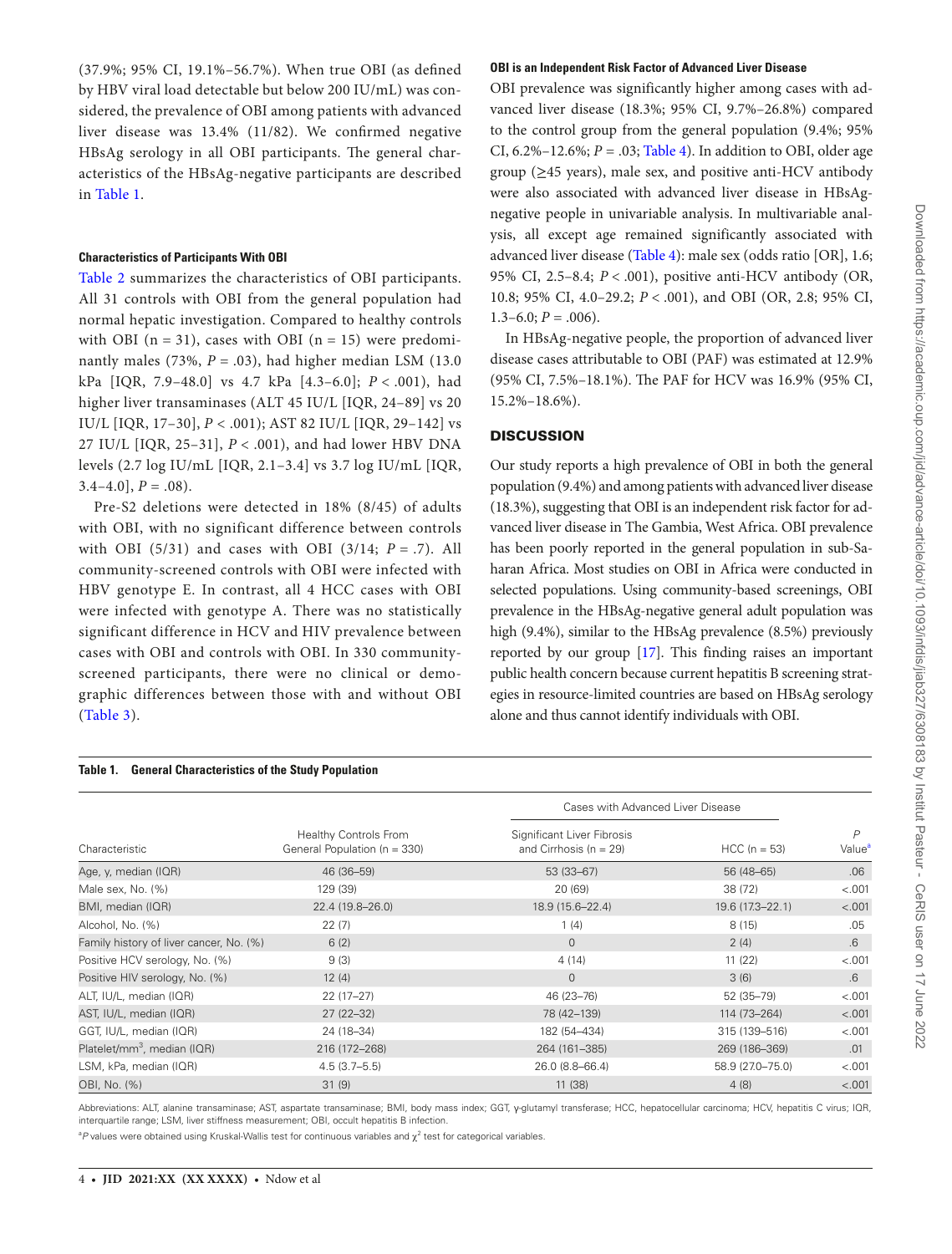(37.9%; 95% CI, 19.1%–56.7%). When true OBI (as defined by HBV viral load detectable but below 200 IU/mL) was considered, the prevalence of OBI among patients with advanced liver disease was 13.4% (11/82). We confirmed negative HBsAg serology in all OBI participants. The general characteristics of the HBsAg-negative participants are described in Table 1.

#### Characteristics of Participants With OBI

Table 2 summarizes the characteristics of OBI participants. All 31 controls with OBI from the general population had normal hepatic investigation. Compared to healthy controls with OBI (n = 31), cases with OBI (n = 15) were predominantly males (73%, $P = .03$), had higher median LSM (13.0 kPa [IQR, 7.9–48.0] vs 4.7 kPa [4.3–6.0]; $P < .001$), had higher liver transaminases (ALT 45 IU/L [IQR, 24–89] vs 20 IU/L [IQR, 17–30], $P < .001$); AST 82 IU/L [IQR, 29–142] vs 27 IU/L [IQR, 25–31], $P < .001$), and had lower HBV DNA levels (2.7 log IU/mL [IQR, 2.1–3.4] vs 3.7 log IU/mL [IQR, 3.4–4.0], $P = .08$).

Pre-S2 deletions were detected in 18% (8/45) of adults with OBI, with no significant difference between controls with OBI (5/31) and cases with OBI (3/14; $P = .7$). All community-screened controls with OBI were infected with HBV genotype E. In contrast, all 4 HCC cases with OBI were infected with genotype A. There was no statistically significant difference in HCV and HIV prevalence between cases with OBI and controls with OBI. In 330 community-screened participants, there were no clinical or demographic differences between those with and without OBI (Table 3).

#### OBI is an Independent Risk Factor of Advanced Liver Disease

OBI prevalence was significantly higher among cases with advanced liver disease (18.3%; 95% CI, 9.7%–26.8%) compared to the control group from the general population (9.4%; 95% CI, 6.2%–12.6%; $P = .03$; Table 4). In addition to OBI, older age group (≥45 years), male sex, and positive anti-HCV antibody were also associated with advanced liver disease in HBsAg-negative people in univariable analysis. In multivariable analysis, all except age remained significantly associated with advanced liver disease (Table 4): male sex (odds ratio [OR], 1.6; 95% CI, 2.5–8.4; $P < .001$), positive anti-HCV antibody (OR, 10.8; 95% CI, 4.0–29.2; $P < .001$), and OBI (OR, 2.8; 95% CI, 1.3–6.0; $P = .006$).

In HBsAg-negative people, the proportion of advanced liver disease cases attributable to OBI (PAF) was estimated at 12.9% (95% CI, 7.5%–18.1%). The PAF for HCV was 16.9% (95% CI, 15.2%–18.6%).

## DISCUSSION

Our study reports a high prevalence of OBI in both the general population (9.4%) and among patients with advanced liver disease (18.3%), suggesting that OBI is an independent risk factor for advanced liver disease in The Gambia, West Africa. OBI prevalence has been poorly reported in the general population in sub-Saharan Africa. Most studies on OBI in Africa were conducted in selected populations. Using community-based screenings, OBI prevalence in the HBsAg-negative general adult population was high (9.4%), similar to the HBsAg prevalence (8.5%) previously reported by our group [17]. This finding raises an important public health concern because current hepatitis B screening strategies in resource-limited countries are based on HBsAg serology alone and thus cannot identify individuals with OBI.

**Table 1. General Characteristics of the Study Population**

| Characteristic | Healthy Controls From General Population (n = 330) | Cases with Advanced Liver Disease: Significant Liver Fibrosis and Cirrhosis (n = 29) | Cases with Advanced Liver Disease: HCC (n = 53) | P Value[a] |
|---|---|---|---|---|
| Age, y, median (IQR) | 46 (36–59) | 53 (33–67) | 56 (48–65) | .06 |
| Male sex, No. (%) | 129 (39) | 20 (69) | 38 (72) | <.001 |
| BMI, median (IQR) | 22.4 (19.8–26.0) | 18.9 (15.6–22.4) | 19.6 (17.3–22.1) | <.001 |
| Alcohol, No. (%) | 22 (7) | 1 (4) | 8 (15) | .05 |
| Family history of liver cancer, No. (%) | 6 (2) | 0 | 2 (4) | .6 |
| Positive HCV serology, No. (%) | 9 (3) | 4 (14) | 11 (22) | <.001 |
| Positive HIV serology, No. (%) | 12 (4) | 0 | 3 (6) | .6 |
| ALT, IU/L, median (IQR) | 22 (17–27) | 46 (23–76) | 52 (35–79) | <.001 |
| AST, IU/L, median (IQR) | 27 (22–32) | 78 (42–139) | 114 (73–264) | <.001 |
| GGT, IU/L, median (IQR) | 24 (18–34) | 182 (54–434) | 315 (139–516) | <.001 |
| Platelet/mm$^3$, median (IQR) | 216 (172–268) | 264 (161–385) | 269 (186–369) | .01 |
| LSM, kPa, median (IQR) | 4.5 (3.7–5.5) | 26.0 (8.8–66.4) | 58.9 (27.0–75.0) | <.001 |
| OBI, No. (%) | 31 (9) | 11 (38) | 4 (8) | <.001 |

Abbreviations: ALT, alanine transaminase; AST, aspartate transaminase; BMI, body mass index; GGT, γ-glutamyl transferase; HCC, hepatocellular carcinoma; HCV, hepatitis C virus; IQR, interquartile range; LSM, liver stiffness measurement; OBI, occult hepatitis B infection.

[a] *P* values were obtained using Kruskal-Wallis test for continuous variables and $\chi^2$ test for categorical variables.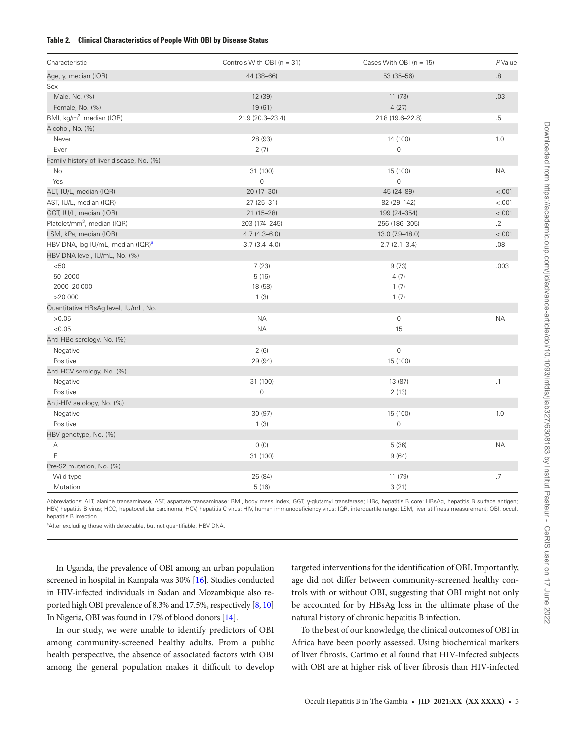**Table 2. Clinical Characteristics of People With OBI by Disease Status**

| Characteristic | Controls With OBI (n = 31) | Cases With OBI (n = 15) | *P* Value |
|---|---|---|---|
| Age, y, median (IQR) | 44 (38–66) | 53 (35–56) | .8 |
| Sex | | | |
| Male, No. (%) | 12 (39) | 11 (73) | .03 |
| Female, No. (%) | 19 (61) | 4 (27) | |
| BMI, kg/m², median (IQR) | 21.9 (20.3–23.4) | 21.8 (19.6–22.8) | .5 |
| Alcohol, No. (%) | | | |
| Never | 28 (93) | 14 (100) | 1.0 |
| Ever | 2 (7) | 0 | |
| Family history of liver disease, No. (%) | | | |
| No | 31 (100) | 15 (100) | NA |
| Yes | 0 | 0 | |
| ALT, IU/L, median (IQR) | 20 (17–30) | 45 (24–89) | <.001 |
| AST, IU/L, median (IQR) | 27 (25–31) | 82 (29–142) | <.001 |
| GGT, IU/L, median (IQR) | 21 (15–28) | 199 (24–354) | <.001 |
| Platelet/mm³, median (IQR) | 203 (174–245) | 256 (186–305) | .2 |
| LSM, kPa, median (IQR) | 4.7 (4.3–6.0) | 13.0 (7.9–48.0) | <.001 |
| HBV DNA, log IU/mL, median (IQR)[a] | 3.7 (3.4–4.0) | 2.7 (2.1–3.4) | .08 |
| HBV DNA level, IU/mL, No. (%) | | | |
| <50 | 7 (23) | 9 (73) | .003 |
| 50–2000 | 5 (16) | 4 (7) | |
| 2000–20 000 | 18 (58) | 1 (7) | |
| >20 000 | 1 (3) | 1 (7) | |
| Quantitative HBsAg level, IU/mL, No. | | | |
| >0.05 | NA | 0 | NA |
| <0.05 | NA | 15 | |
| Anti-HBc serology, No. (%) | | | |
| Negative | 2 (6) | 0 | |
| Positive | 29 (94) | 15 (100) | |
| Anti-HCV serology, No. (%) | | | |
| Negative | 31 (100) | 13 (87) | .1 |
| Positive | 0 | 2 (13) | |
| Anti-HIV serology, No. (%) | | | |
| Negative | 30 (97) | 15 (100) | 1.0 |
| Positive | 1 (3) | 0 | |
| HBV genotype, No. (%) | | | |
| A | 0 (0) | 5 (36) | NA |
| E | 31 (100) | 9 (64) | |
| Pre-S2 mutation, No. (%) | | | |
| Wild type | 26 (84) | 11 (79) | .7 |
| Mutation | 5 (16) | 3 (21) | |

Abbreviations: ALT, alanine transaminase; AST, aspartate transaminase; BMI, body mass index; GGT, γ-glutamyl transferase; HBc, hepatitis B core; HBsAg, hepatitis B surface antigen; HBV, hepatitis B virus; HCC, hepatocellular carcinoma; HCV, hepatitis C virus; HIV, human immunodeficiency virus; IQR, interquartile range; LSM, liver stiffness measurement; OBI, occult hepatitis B infection.

[a]After excluding those with detectable, but not quantifiable, HBV DNA.

In Uganda, the prevalence of OBI among an urban population screened in hospital in Kampala was 30% [16]. Studies conducted in HIV-infected individuals in Sudan and Mozambique also reported high OBI prevalence of 8.3% and 17.5%, respectively [8, 10] In Nigeria, OBI was found in 17% of blood donors [14].

In our study, we were unable to identify predictors of OBI among community-screened healthy adults. From a public health perspective, the absence of associated factors with OBI among the general population makes it difficult to develop targeted interventions for the identification of OBI. Importantly, age did not differ between community-screened healthy controls with or without OBI, suggesting that OBI might not only be accounted for by HBsAg loss in the ultimate phase of the natural history of chronic hepatitis B infection.

To the best of our knowledge, the clinical outcomes of OBI in Africa have been poorly assessed. Using biochemical markers of liver fibrosis, Carimo et al found that HIV-infected subjects with OBI are at higher risk of liver fibrosis than HIV-infected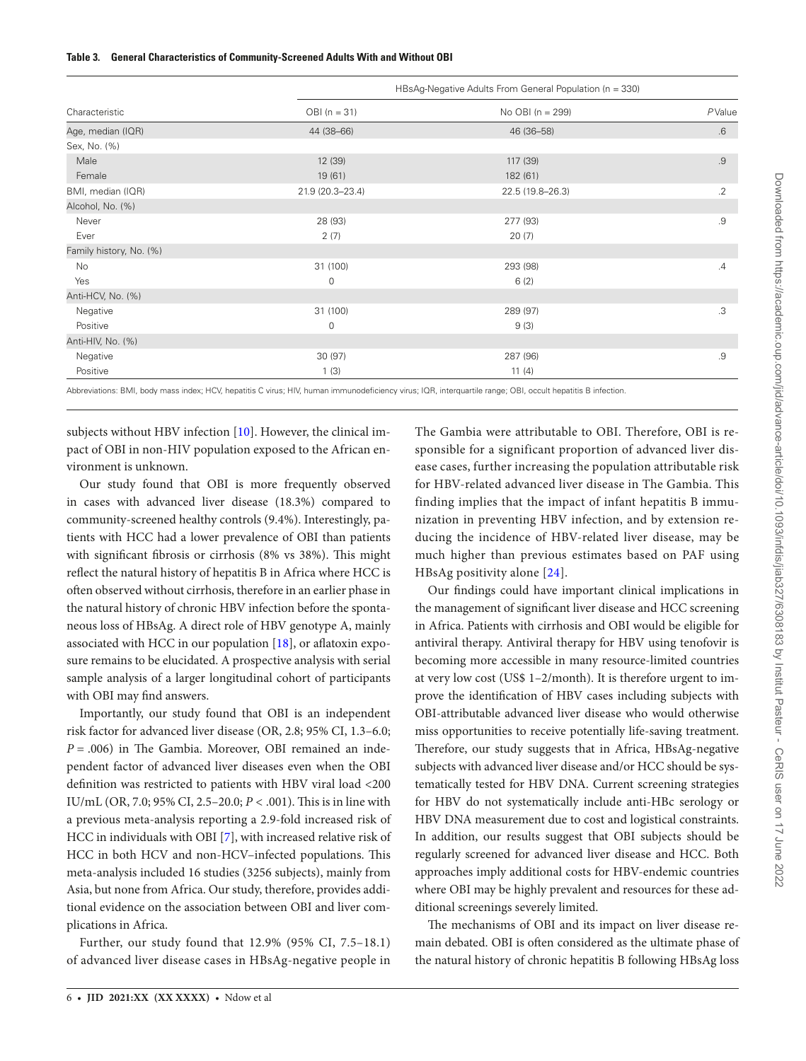**Table 3. General Characteristics of Community-Screened Adults With and Without OBI**

| Characteristic | HBsAg-Negative Adults From General Population (n = 330) | | |
|---|---|---|---|
| | OBI (n = 31) | No OBI (n = 299) | *P* Value |
| Age, median (IQR) | 44 (38–66) | 46 (36–58) | .6 |
| Sex, No. (%) | | | |
| Male | 12 (39) | 117 (39) | .9 |
| Female | 19 (61) | 182 (61) | |
| BMI, median (IQR) | 21.9 (20.3–23.4) | 22.5 (19.8–26.3) | .2 |
| Alcohol, No. (%) | | | |
| Never | 28 (93) | 277 (93) | .9 |
| Ever | 2 (7) | 20 (7) | |
| Family history, No. (%) | | | |
| No | 31 (100) | 293 (98) | .4 |
| Yes | 0 | 6 (2) | |
| Anti-HCV, No. (%) | | | |
| Negative | 31 (100) | 289 (97) | .3 |
| Positive | 0 | 9 (3) | |
| Anti-HIV, No. (%) | | | |
| Negative | 30 (97) | 287 (96) | .9 |
| Positive | 1 (3) | 11 (4) | |

Abbreviations: BMI, body mass index; HCV, hepatitis C virus; HIV, human immunodeficiency virus; IQR, interquartile range; OBI, occult hepatitis B infection.

subjects without HBV infection [10]. However, the clinical impact of OBI in non-HIV population exposed to the African environment is unknown.

Our study found that OBI is more frequently observed in cases with advanced liver disease (18.3%) compared to community-screened healthy controls (9.4%). Interestingly, patients with HCC had a lower prevalence of OBI than patients with significant fibrosis or cirrhosis (8% vs 38%). This might reflect the natural history of hepatitis B in Africa where HCC is often observed without cirrhosis, therefore in an earlier phase in the natural history of chronic HBV infection before the spontaneous loss of HBsAg. A direct role of HBV genotype A, mainly associated with HCC in our population [18], or aflatoxin exposure remains to be elucidated. A prospective analysis with serial sample analysis of a larger longitudinal cohort of participants with OBI may find answers.

Importantly, our study found that OBI is an independent risk factor for advanced liver disease (OR, 2.8; 95% CI, 1.3–6.0; $P = .006$) in The Gambia. Moreover, OBI remained an independent factor of advanced liver diseases even when the OBI definition was restricted to patients with HBV viral load <200 IU/mL (OR, 7.0; 95% CI, 2.5–20.0; $P < .001$). This is in line with a previous meta-analysis reporting a 2.9-fold increased risk of HCC in individuals with OBI [7], with increased relative risk of HCC in both HCV and non-HCV–infected populations. This meta-analysis included 16 studies (3256 subjects), mainly from Asia, but none from Africa. Our study, therefore, provides additional evidence on the association between OBI and liver complications in Africa.

Further, our study found that 12.9% (95% CI, 7.5–18.1) of advanced liver disease cases in HBsAg-negative people in The Gambia were attributable to OBI. Therefore, OBI is responsible for a significant proportion of advanced liver disease cases, further increasing the population attributable risk for HBV-related advanced liver disease in The Gambia. This finding implies that the impact of infant hepatitis B immunization in preventing HBV infection, and by extension reducing the incidence of HBV-related liver disease, may be much higher than previous estimates based on PAF using HBsAg positivity alone [24].

Our findings could have important clinical implications in the management of significant liver disease and HCC screening in Africa. Patients with cirrhosis and OBI would be eligible for antiviral therapy. Antiviral therapy for HBV using tenofovir is becoming more accessible in many resource-limited countries at very low cost (US$ 1–2/month). It is therefore urgent to improve the identification of HBV cases including subjects with OBI-attributable advanced liver disease who would otherwise miss opportunities to receive potentially life-saving treatment. Therefore, our study suggests that in Africa, HBsAg-negative subjects with advanced liver disease and/or HCC should be systematically tested for HBV DNA. Current screening strategies for HBV do not systematically include anti-HBc serology or HBV DNA measurement due to cost and logistical constraints. In addition, our results suggest that OBI subjects should be regularly screened for advanced liver disease and HCC. Both approaches imply additional costs for HBV-endemic countries where OBI may be highly prevalent and resources for these additional screenings severely limited.

The mechanisms of OBI and its impact on liver disease remain debated. OBI is often considered as the ultimate phase of the natural history of chronic hepatitis B following HBsAg loss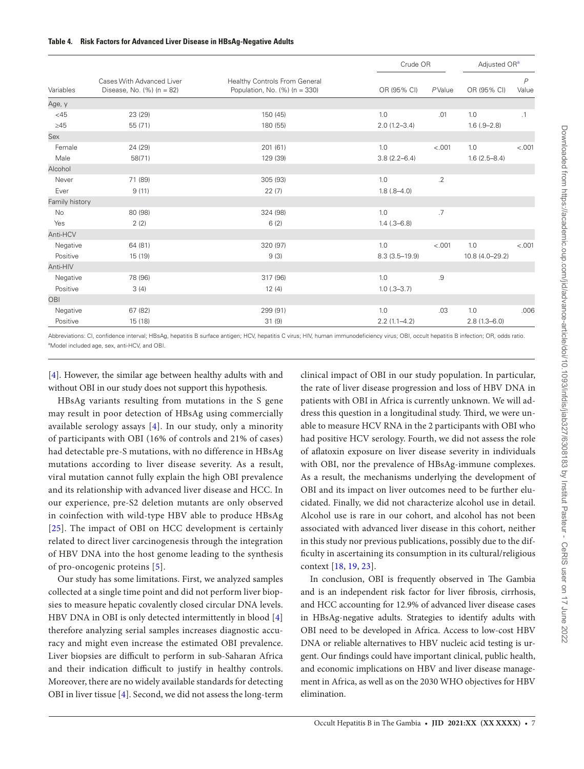**Table 4. Risk Factors for Advanced Liver Disease in HBsAg-Negative Adults**

| Variables | Cases With Advanced Liver Disease, No. (%) (n = 82) | Healthy Controls From General Population, No. (%) (n = 330) | Crude OR | | Adjusted OR[a] | |
|---|---|---|---|---|---|---|
| | | | OR (95% CI) | P Value | OR (95% CI) | P Value |
| Age, y | | | | | | |
| <45 | 23 (29) | 150 (45) | 1.0 | .01 | 1.0 | .1 |
| ≥45 | 55 (71) | 180 (55) | 2.0 (1.2–3.4) | | 1.6 (.9–2.8) | |
| Sex | | | | | | |
| Female | 24 (29) | 201 (61) | 1.0 | <.001 | 1.0 | <.001 |
| Male | 58(71) | 129 (39) | 3.8 (2.2–6.4) | | 1.6 (2.5–8.4) | |
| Alcohol | | | | | | |
| Never | 71 (89) | 305 (93) | 1.0 | .2 | | |
| Ever | 9 (11) | 22 (7) | 1.8 (.8–4.0) | | | |
| Family history | | | | | | |
| No | 80 (98) | 324 (98) | 1.0 | .7 | | |
| Yes | 2 (2) | 6 (2) | 1.4 (.3–6.8) | | | |
| Anti-HCV | | | | | | |
| Negative | 64 (81) | 320 (97) | 1.0 | <.001 | 1.0 | <.001 |
| Positive | 15 (19) | 9 (3) | 8.3 (3.5–19.9) | | 10.8 (4.0–29.2) | |
| Anti-HIV | | | | | | |
| Negative | 78 (96) | 317 (96) | 1.0 | .9 | | |
| Positive | 3 (4) | 12 (4) | 1.0 (.3–3.7) | | | |
| OBI | | | | | | |
| Negative | 67 (82) | 299 (91) | 1.0 | .03 | 1.0 | .006 |
| Positive | 15 (18) | 31 (9) | 2.2 (1.1–4.2) | | 2.8 (1.3–6.0) | |

Abbreviations: CI, confidence interval; HBsAg, hepatitis B surface antigen; HCV, hepatitis C virus; HIV, human immunodeficiency virus; OBI, occult hepatitis B infection; OR, odds ratio.
[a]Model included age, sex, anti-HCV, and OBI.

[4]. However, the similar age between healthy adults with and without OBI in our study does not support this hypothesis.

HBsAg variants resulting from mutations in the S gene may result in poor detection of HBsAg using commercially available serology assays [4]. In our study, only a minority of participants with OBI (16% of controls and 21% of cases) had detectable pre-S mutations, with no difference in HBsAg mutations according to liver disease severity. As a result, viral mutation cannot fully explain the high OBI prevalence and its relationship with advanced liver disease and HCC. In our experience, pre-S2 deletion mutants are only observed in coinfection with wild-type HBV able to produce HBsAg [25]. The impact of OBI on HCC development is certainly related to direct liver carcinogenesis through the integration of HBV DNA into the host genome leading to the synthesis of pro-oncogenic proteins [5].

Our study has some limitations. First, we analyzed samples collected at a single time point and did not perform liver biopsies to measure hepatic covalently closed circular DNA levels. HBV DNA in OBI is only detected intermittently in blood [4] therefore analyzing serial samples increases diagnostic accuracy and might even increase the estimated OBI prevalence. Liver biopsies are difficult to perform in sub-Saharan Africa and their indication difficult to justify in healthy controls. Moreover, there are no widely available standards for detecting OBI in liver tissue [4]. Second, we did not assess the long-term clinical impact of OBI in our study population. In particular, the rate of liver disease progression and loss of HBV DNA in patients with OBI in Africa is currently unknown. We will address this question in a longitudinal study. Third, we were unable to measure HCV RNA in the 2 participants with OBI who had positive HCV serology. Fourth, we did not assess the role of aflatoxin exposure on liver disease severity in individuals with OBI, nor the prevalence of HBsAg-immune complexes. As a result, the mechanisms underlying the development of OBI and its impact on liver outcomes need to be further elucidated. Finally, we did not characterize alcohol use in detail. Alcohol use is rare in our cohort, and alcohol has not been associated with advanced liver disease in this cohort, neither in this study nor previous publications, possibly due to the difficulty in ascertaining its consumption in its cultural/religious context [18, 19, 23].

In conclusion, OBI is frequently observed in The Gambia and is an independent risk factor for liver fibrosis, cirrhosis, and HCC accounting for 12.9% of advanced liver disease cases in HBsAg-negative adults. Strategies to identify adults with OBI need to be developed in Africa. Access to low-cost HBV DNA or reliable alternatives to HBV nucleic acid testing is urgent. Our findings could have important clinical, public health, and economic implications on HBV and liver disease management in Africa, as well as on the 2030 WHO objectives for HBV elimination.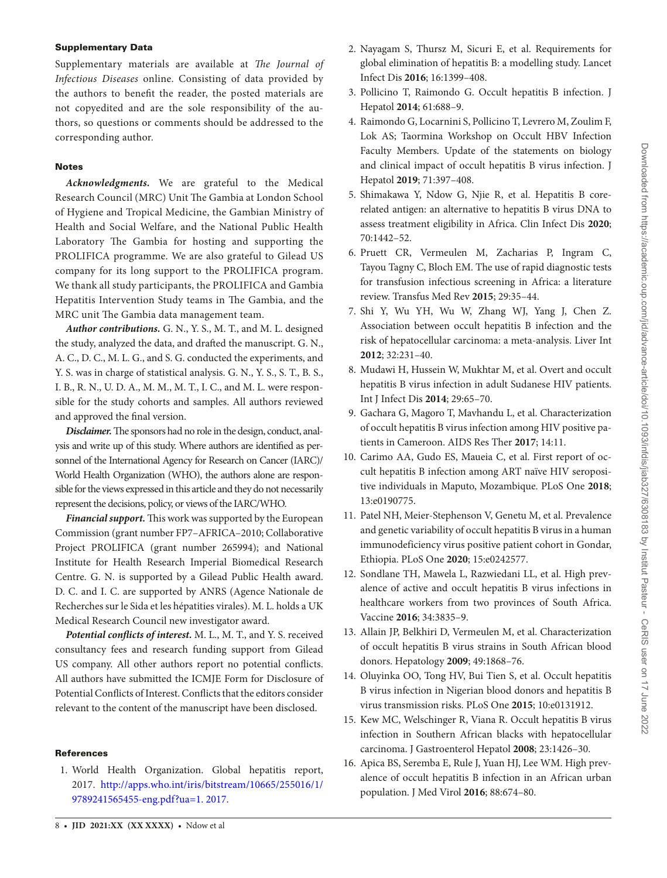## Supplementary Data

Supplementary materials are available at *The Journal of Infectious Diseases* online. Consisting of data provided by the authors to benefit the reader, the posted materials are not copyedited and are the sole responsibility of the authors, so questions or comments should be addressed to the corresponding author.

## Notes

***Acknowledgments.*** We are grateful to the Medical Research Council (MRC) Unit The Gambia at London School of Hygiene and Tropical Medicine, the Gambian Ministry of Health and Social Welfare, and the National Public Health Laboratory The Gambia for hosting and supporting the PROLIFICA programme. We are also grateful to Gilead US company for its long support to the PROLIFICA program. We thank all study participants, the PROLIFICA and Gambia Hepatitis Intervention Study teams in The Gambia, and the MRC unit The Gambia data management team.

***Author contributions.*** G. N., Y. S., M. T., and M. L. designed the study, analyzed the data, and drafted the manuscript. G. N., A. C., D. C., M. L. G., and S. G. conducted the experiments, and Y. S. was in charge of statistical analysis. G. N., Y. S., S. T., B. S., I. B., R. N., U. D. A., M. M., M. T., I. C., and M. L. were responsible for the study cohorts and samples. All authors reviewed and approved the final version.

***Disclaimer.*** The sponsors had no role in the design, conduct, analysis and write up of this study. Where authors are identified as personnel of the International Agency for Research on Cancer (IARC)/ World Health Organization (WHO), the authors alone are responsible for the views expressed in this article and they do not necessarily represent the decisions, policy, or views of the IARC/WHO.

***Financial support.*** This work was supported by the European Commission (grant number FP7–AFRICA–2010; Collaborative Project PROLIFICA (grant number 265994); and National Institute for Health Research Imperial Biomedical Research Centre. G. N. is supported by a Gilead Public Health award. D. C. and I. C. are supported by ANRS (Agence Nationale de Recherches sur le Sida et les hépatities virales). M. L. holds a UK Medical Research Council new investigator award.

***Potential conflicts of interest.*** M. L., M. T., and Y. S. received consultancy fees and research funding support from Gilead US company. All other authors report no potential conflicts. All authors have submitted the ICMJE Form for Disclosure of Potential Conflicts of Interest. Conflicts that the editors consider relevant to the content of the manuscript have been disclosed.

## References

1. World Health Organization. Global hepatitis report, 2017. http://apps.who.int/iris/bitstream/10665/255016/1/9789241565455-eng.pdf?ua=1. 2017.
2. Nayagam S, Thursz M, Sicuri E, et al. Requirements for global elimination of hepatitis B: a modelling study. Lancet Infect Dis **2016**; 16:1399–408.
3. Pollicino T, Raimondo G. Occult hepatitis B infection. J Hepatol **2014**; 61:688–9.
4. Raimondo G, Locarnini S, Pollicino T, Levrero M, Zoulim F, Lok AS; Taormina Workshop on Occult HBV Infection Faculty Members. Update of the statements on biology and clinical impact of occult hepatitis B virus infection. J Hepatol **2019**; 71:397–408.
5. Shimakawa Y, Ndow G, Njie R, et al. Hepatitis B core-related antigen: an alternative to hepatitis B virus DNA to assess treatment eligibility in Africa. Clin Infect Dis **2020**; 70:1442–52.
6. Pruett CR, Vermeulen M, Zacharias P, Ingram C, Tayou Tagny C, Bloch EM. The use of rapid diagnostic tests for transfusion infectious screening in Africa: a literature review. Transfus Med Rev **2015**; 29:35–44.
7. Shi Y, Wu YH, Wu W, Zhang WJ, Yang J, Chen Z. Association between occult hepatitis B infection and the risk of hepatocellular carcinoma: a meta-analysis. Liver Int **2012**; 32:231–40.
8. Mudawi H, Hussein W, Mukhtar M, et al. Overt and occult hepatitis B virus infection in adult Sudanese HIV patients. Int J Infect Dis **2014**; 29:65–70.
9. Gachara G, Magoro T, Mavhandu L, et al. Characterization of occult hepatitis B virus infection among HIV positive patients in Cameroon. AIDS Res Ther **2017**; 14:11.
10. Carimo AA, Gudo ES, Maueia C, et al. First report of occult hepatitis B infection among ART naïve HIV seropositive individuals in Maputo, Mozambique. PLoS One **2018**; 13:e0190775.
11. Patel NH, Meier-Stephenson V, Genetu M, et al. Prevalence and genetic variability of occult hepatitis B virus in a human immunodeficiency virus positive patient cohort in Gondar, Ethiopia. PLoS One **2020**; 15:e0242577.
12. Sondlane TH, Mawela L, Razwiedani LL, et al. High prevalence of active and occult hepatitis B virus infections in healthcare workers from two provinces of South Africa. Vaccine **2016**; 34:3835–9.
13. Allain JP, Belkhiri D, Vermeulen M, et al. Characterization of occult hepatitis B virus strains in South African blood donors. Hepatology **2009**; 49:1868–76.
14. Oluyinka OO, Tong HV, Bui Tien S, et al. Occult hepatitis B virus infection in Nigerian blood donors and hepatitis B virus transmission risks. PLoS One **2015**; 10:e0131912.
15. Kew MC, Welschinger R, Viana R. Occult hepatitis B virus infection in Southern African blacks with hepatocellular carcinoma. J Gastroenterol Hepatol **2008**; 23:1426–30.
16. Apica BS, Seremba E, Rule J, Yuan HJ, Lee WM. High prevalence of occult hepatitis B infection in an African urban population. J Med Virol **2016**; 88:674–80.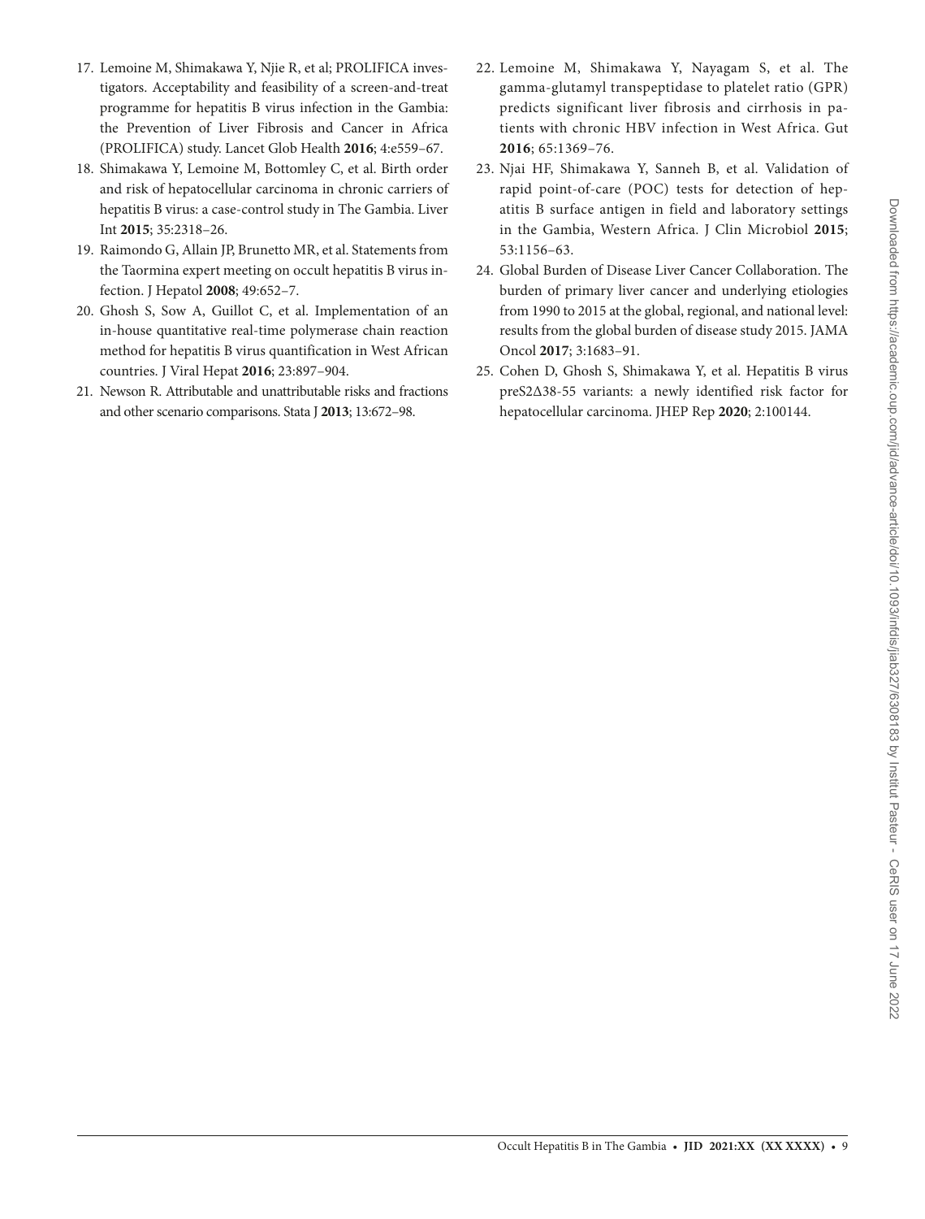17. Lemoine M, Shimakawa Y, Njie R, et al; PROLIFICA investigators. Acceptability and feasibility of a screen-and-treat programme for hepatitis B virus infection in the Gambia: the Prevention of Liver Fibrosis and Cancer in Africa (PROLIFICA) study. Lancet Glob Health **2016**; 4:e559–67.
18. Shimakawa Y, Lemoine M, Bottomley C, et al. Birth order and risk of hepatocellular carcinoma in chronic carriers of hepatitis B virus: a case-control study in The Gambia. Liver Int **2015**; 35:2318–26.
19. Raimondo G, Allain JP, Brunetto MR, et al. Statements from the Taormina expert meeting on occult hepatitis B virus infection. J Hepatol **2008**; 49:652–7.
20. Ghosh S, Sow A, Guillot C, et al. Implementation of an in-house quantitative real-time polymerase chain reaction method for hepatitis B virus quantification in West African countries. J Viral Hepat **2016**; 23:897–904.
21. Newson R. Attributable and unattributable risks and fractions and other scenario comparisons. Stata J **2013**; 13:672–98.
22. Lemoine M, Shimakawa Y, Nayagam S, et al. The gamma-glutamyl transpeptidase to platelet ratio (GPR) predicts significant liver fibrosis and cirrhosis in patients with chronic HBV infection in West Africa. Gut **2016**; 65:1369–76.
23. Njai HF, Shimakawa Y, Sanneh B, et al. Validation of rapid point-of-care (POC) tests for detection of hepatitis B surface antigen in field and laboratory settings in the Gambia, Western Africa. J Clin Microbiol **2015**; 53:1156–63.
24. Global Burden of Disease Liver Cancer Collaboration. The burden of primary liver cancer and underlying etiologies from 1990 to 2015 at the global, regional, and national level: results from the global burden of disease study 2015. JAMA Oncol **2017**; 3:1683–91.
25. Cohen D, Ghosh S, Shimakawa Y, et al. Hepatitis B virus preS2Δ38-55 variants: a newly identified risk factor for hepatocellular carcinoma. JHEP Rep **2020**; 2:100144.